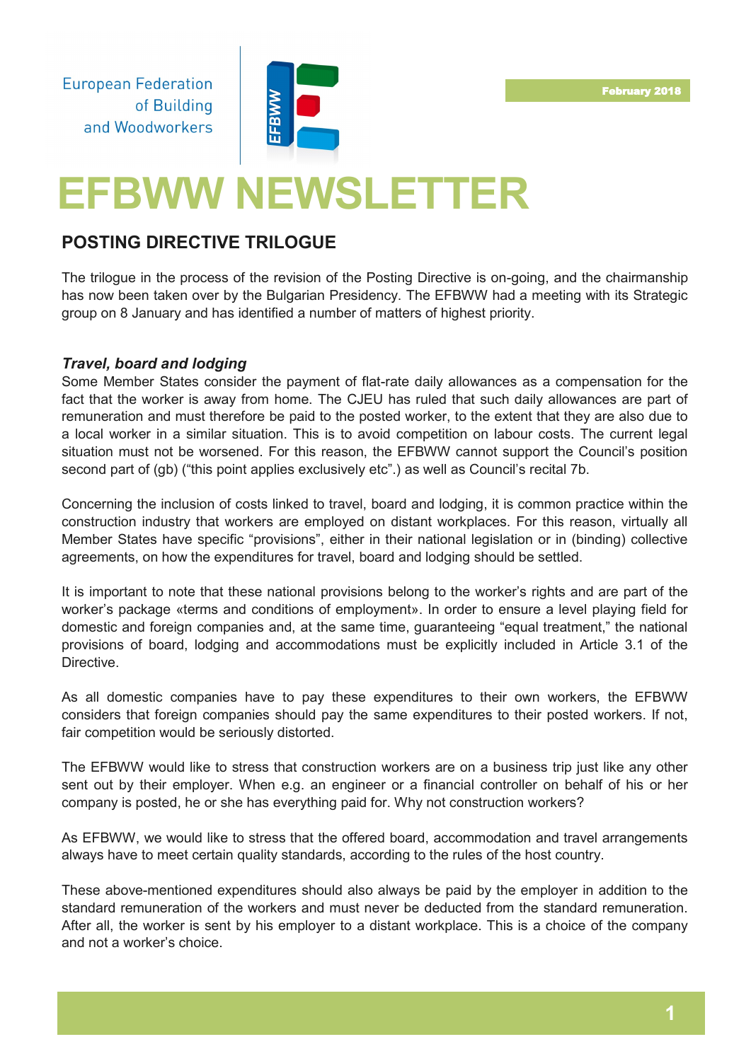European Federation of Building and Woodworkers

February 2018

# EFBWW NEWSLETTER

## POSTING DIRECTIVE TRILOGUE

The trilogue in the process of the revision of the Posting Directive is on-going, and the chairmanship has now been taken over by the Bulgarian Presidency. The EFBWW had a meeting with its Strategic group on 8 January and has identified a number of matters of highest priority.

### *Travel, board and lodging*

Some Member States consider the payment of flat-rate daily allowances as a compensation for the fact that the worker is away from home. The CJEU has ruled that such daily allowances are part of remuneration and must therefore be paid to the posted worker, to the extent that they are also due to a local worker in a similar situation. This is to avoid competition on labour costs. The current legal situation must not be worsened. For this reason, the EFBWW cannot support the Council's position second part of (gb) ("this point applies exclusively etc".) as well as Council's recital 7b.

Concerning the inclusion of costs linked to travel, board and lodging, it is common practice within the construction industry that workers are employed on distant workplaces. For this reason, virtually all Member States have specific "provisions", either in their national legislation or in (binding) collective agreements, on how the expenditures for travel, board and lodging should be settled.

It is important to note that these national provisions belong to the worker's rights and are part of the worker's package «terms and conditions of employment». In order to ensure a level playing field for domestic and foreign companies and, at the same time, guaranteeing "equal treatment," the national provisions of board, lodging and accommodations must be explicitly included in Article 3.1 of the Directive.

As all domestic companies have to pay these expenditures to their own workers, the EFBWW considers that foreign companies should pay the same expenditures to their posted workers. If not, fair competition would be seriously distorted.

The EFBWW would like to stress that construction workers are on a business trip just like any other sent out by their employer. When e.g. an engineer or a financial controller on behalf of his or her company is posted, he or she has everything paid for. Why not construction workers?

As EFBWW, we would like to stress that the offered board, accommodation and travel arrangements always have to meet certain quality standards, according to the rules of the host country.

These above-mentioned expenditures should also always be paid by the employer in addition to the standard remuneration of the workers and must never be deducted from the standard remuneration. After all, the worker is sent by his employer to a distant workplace. This is a choice of the company and not a worker's choice.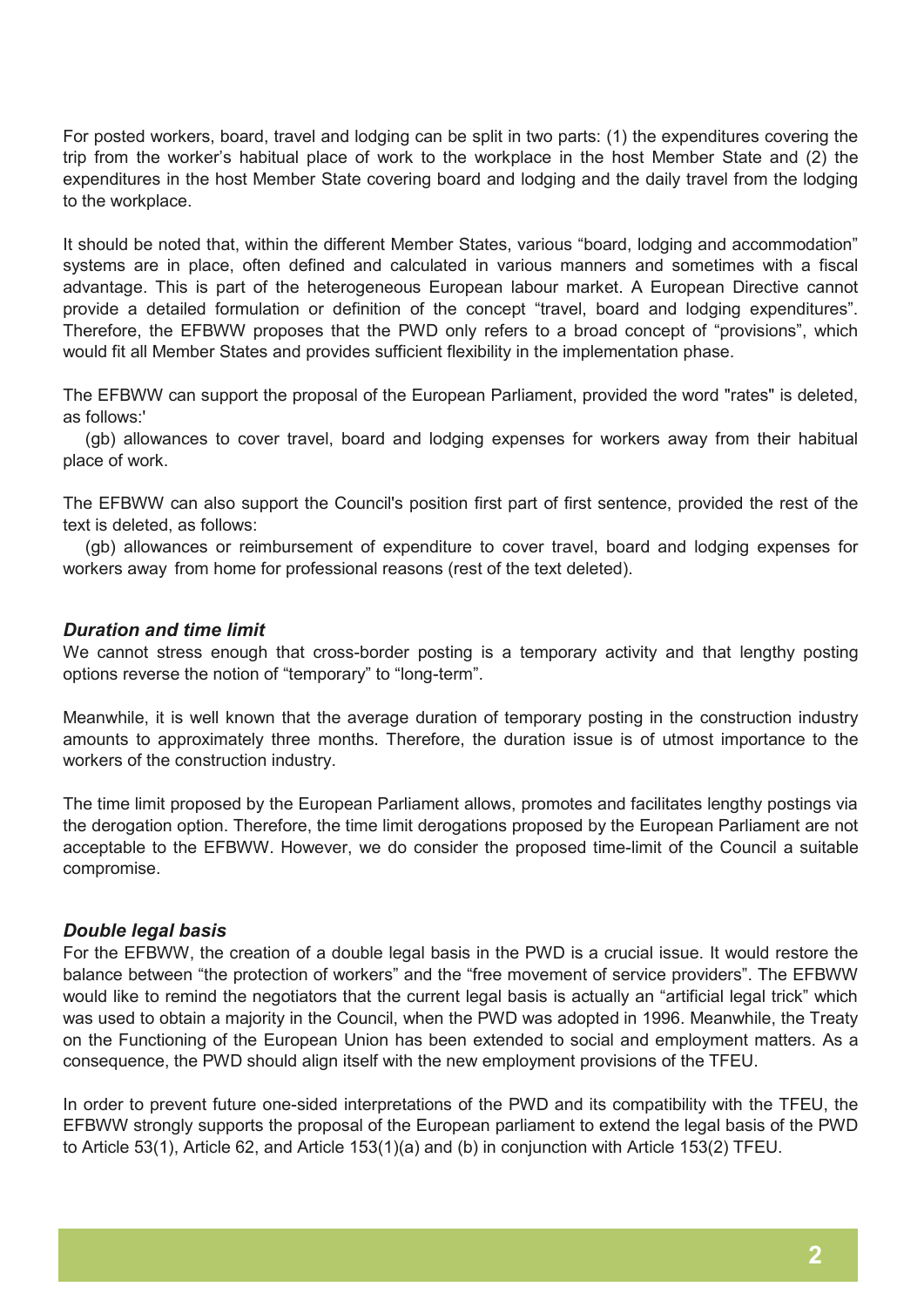For posted workers, board, travel and lodging can be split in two parts: (1) the expenditures covering the trip from the worker's habitual place of work to the workplace in the host Member State and (2) the expenditures in the host Member State covering board and lodging and the daily travel from the lodging to the workplace.

It should be noted that, within the different Member States, various "board, lodging and accommodation" systems are in place, often defined and calculated in various manners and sometimes with a fiscal advantage. This is part of the heterogeneous European labour market. A European Directive cannot provide a detailed formulation or definition of the concept "travel, board and lodging expenditures". Therefore, the EFBWW proposes that the PWD only refers to a broad concept of "provisions", which would fit all Member States and provides sufficient flexibility in the implementation phase.

The EFBWW can support the proposal of the European Parliament, provided the word "rates" is deleted, as follows:'

(gb) allowances to cover travel, board and lodging expenses for workers away from their habitual place of work.

The EFBWW can also support the Council's position first part of first sentence, provided the rest of the text is deleted, as follows:

(gb) allowances or reimbursement of expenditure to cover travel, board and lodging expenses for workers away from home for professional reasons (rest of the text deleted).

### *Duration and time limit*

We cannot stress enough that cross-border posting is a temporary activity and that lengthy posting options reverse the notion of "temporary" to "long-term".

Meanwhile, it is well known that the average duration of temporary posting in the construction industry amounts to approximately three months. Therefore, the duration issue is of utmost importance to the workers of the construction industry.

The time limit proposed by the European Parliament allows, promotes and facilitates lengthy postings via the derogation option. Therefore, the time limit derogations proposed by the European Parliament are not acceptable to the EFBWW. However, we do consider the proposed time-limit of the Council a suitable compromise.

### *Double legal basis*

For the EFBWW, the creation of a double legal basis in the PWD is a crucial issue. It would restore the balance between "the protection of workers" and the "free movement of service providers". The EFBWW would like to remind the negotiators that the current legal basis is actually an "artificial legal trick" which was used to obtain a majority in the Council, when the PWD was adopted in 1996. Meanwhile, the Treaty on the Functioning of the European Union has been extended to social and employment matters. As a consequence, the PWD should align itself with the new employment provisions of the TFEU.

In order to prevent future one-sided interpretations of the PWD and its compatibility with the TFEU, the EFBWW strongly supports the proposal of the European parliament to extend the legal basis of the PWD to Article 53(1), Article 62, and Article 153(1)(a) and (b) in conjunction with Article 153(2) TFEU.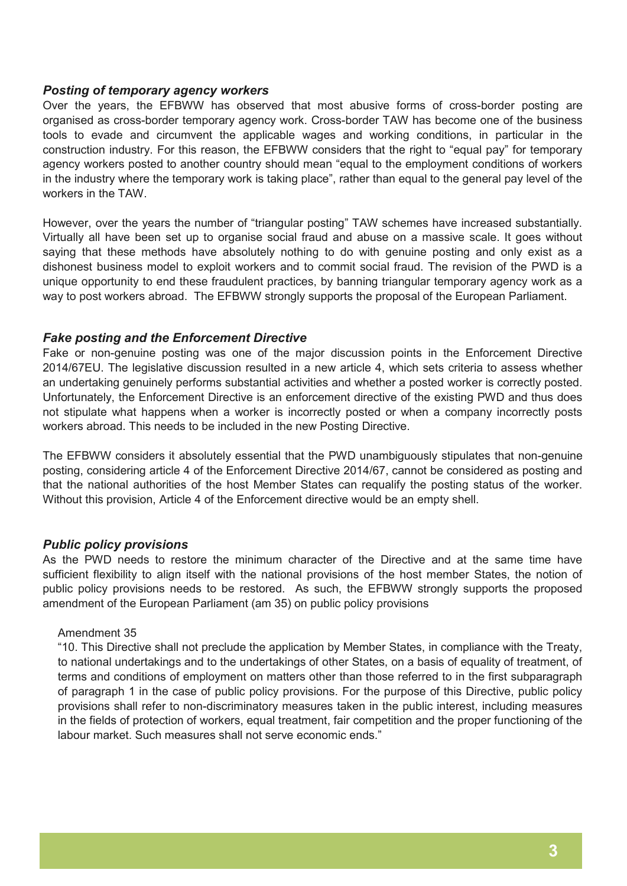### *Posting of temporary agency workers*

Over the years, the EFBWW has observed that most abusive forms of cross-border posting are organised as cross-border temporary agency work. Cross-border TAW has become one of the business tools to evade and circumvent the applicable wages and working conditions, in particular in the construction industry. For this reason, the EFBWW considers that the right to "equal pay" for temporary agency workers posted to another country should mean "equal to the employment conditions of workers in the industry where the temporary work is taking place", rather than equal to the general pay level of the workers in the TAW.

However, over the years the number of "triangular posting" TAW schemes have increased substantially. Virtually all have been set up to organise social fraud and abuse on a massive scale. It goes without saying that these methods have absolutely nothing to do with genuine posting and only exist as a dishonest business model to exploit workers and to commit social fraud. The revision of the PWD is a unique opportunity to end these fraudulent practices, by banning triangular temporary agency work as a way to post workers abroad. The EFBWW strongly supports the proposal of the European Parliament.

### *Fake posting and the Enforcement Directive*

Fake or non-genuine posting was one of the major discussion points in the Enforcement Directive 2014/67EU. The legislative discussion resulted in a new article 4, which sets criteria to assess whether an undertaking genuinely performs substantial activities and whether a posted worker is correctly posted. Unfortunately, the Enforcement Directive is an enforcement directive of the existing PWD and thus does not stipulate what happens when a worker is incorrectly posted or when a company incorrectly posts workers abroad. This needs to be included in the new Posting Directive.

The EFBWW considers it absolutely essential that the PWD unambiguously stipulates that non-genuine posting, considering article 4 of the Enforcement Directive 2014/67, cannot be considered as posting and that the national authorities of the host Member States can requalify the posting status of the worker. Without this provision, Article 4 of the Enforcement directive would be an empty shell.

### *Public policy provisions*

As the PWD needs to restore the minimum character of the Directive and at the same time have sufficient flexibility to align itself with the national provisions of the host member States, the notion of public policy provisions needs to be restored. As such, the EFBWW strongly supports the proposed amendment of the European Parliament (am 35) on public policy provisions

> Amendment 35
>
> "10. This Directive shall not preclude the application by Member States, in compliance with the Treaty, to national undertakings and to the undertakings of other States, on a basis of equality of treatment, of terms and conditions of employment on matters other than those referred to in the first subparagraph of paragraph 1 in the case of public policy provisions. For the purpose of this Directive, public policy provisions shall refer to non-discriminatory measures taken in the public interest, including measures in the fields of protection of workers, equal treatment, fair competition and the proper functioning of the labour market. Such measures shall not serve economic ends."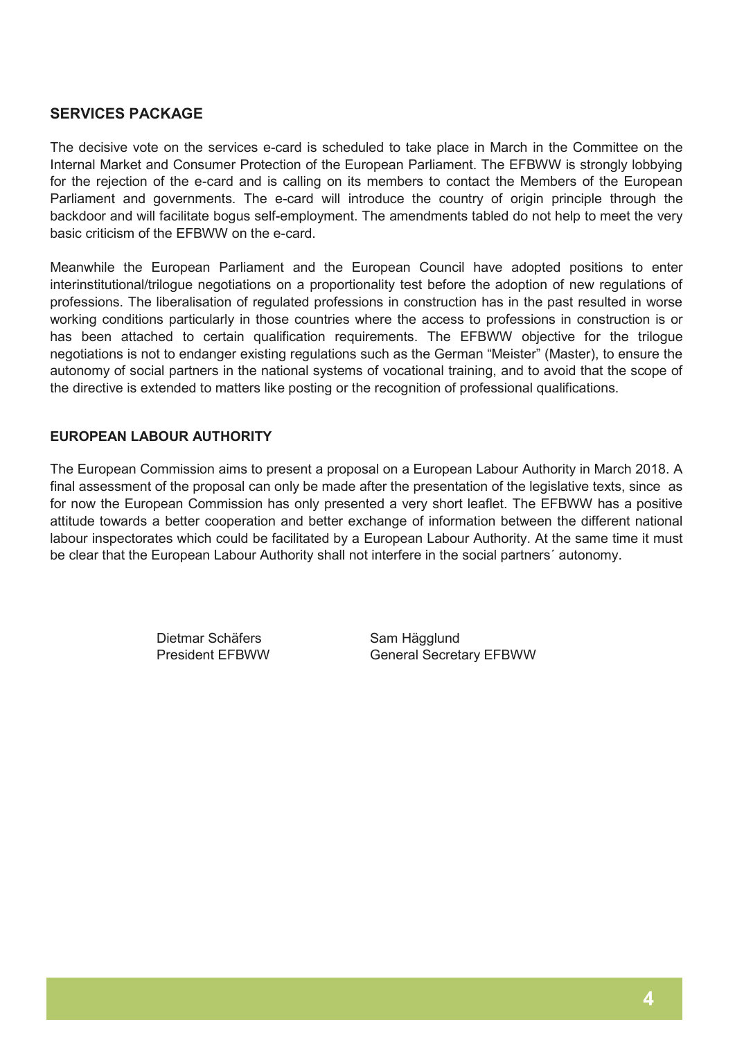## SERVICES PACKAGE

The decisive vote on the services e-card is scheduled to take place in March in the Committee on the Internal Market and Consumer Protection of the European Parliament. The EFBWW is strongly lobbying for the rejection of the e-card and is calling on its members to contact the Members of the European Parliament and governments. The e-card will introduce the country of origin principle through the backdoor and will facilitate bogus self-employment. The amendments tabled do not help to meet the very basic criticism of the EFBWW on the e-card.

Meanwhile the European Parliament and the European Council have adopted positions to enter interinstitutional/trilogue negotiations on a proportionality test before the adoption of new regulations of professions. The liberalisation of regulated professions in construction has in the past resulted in worse working conditions particularly in those countries where the access to professions in construction is or has been attached to certain qualification requirements. The EFBWW objective for the trilogue negotiations is not to endanger existing regulations such as the German "Meister" (Master), to ensure the autonomy of social partners in the national systems of vocational training, and to avoid that the scope of the directive is extended to matters like posting or the recognition of professional qualifications.

## EUROPEAN LABOUR AUTHORITY

The European Commission aims to present a proposal on a European Labour Authority in March 2018. A final assessment of the proposal can only be made after the presentation of the legislative texts, since as for now the European Commission has only presented a very short leaflet. The EFBWW has a positive attitude towards a better cooperation and better exchange of information between the different national labour inspectorates which could be facilitated by a European Labour Authority. At the same time it must be clear that the European Labour Authority shall not interfere in the social partners´ autonomy.

Dietmar Schäfers
President EFBWW

Sam Hägglund
General Secretary EFBWW